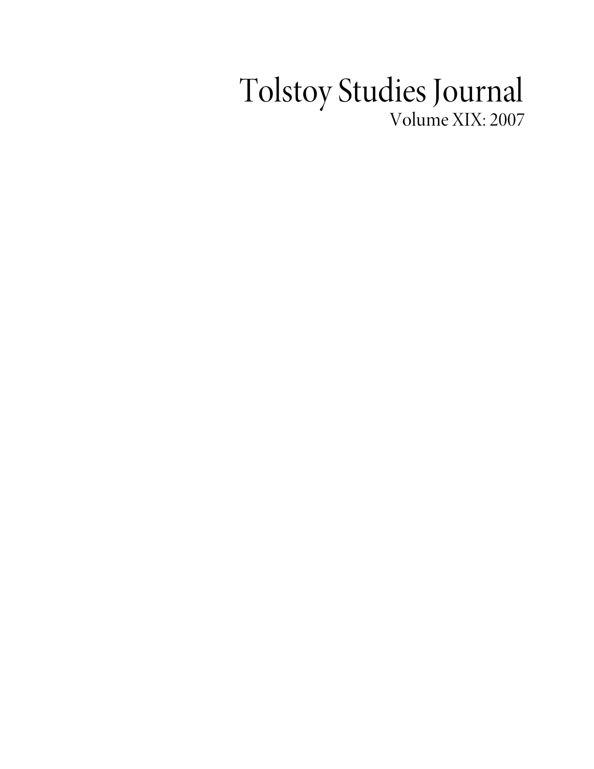# Tolstoy Studies Journal

Volume XIX: 2007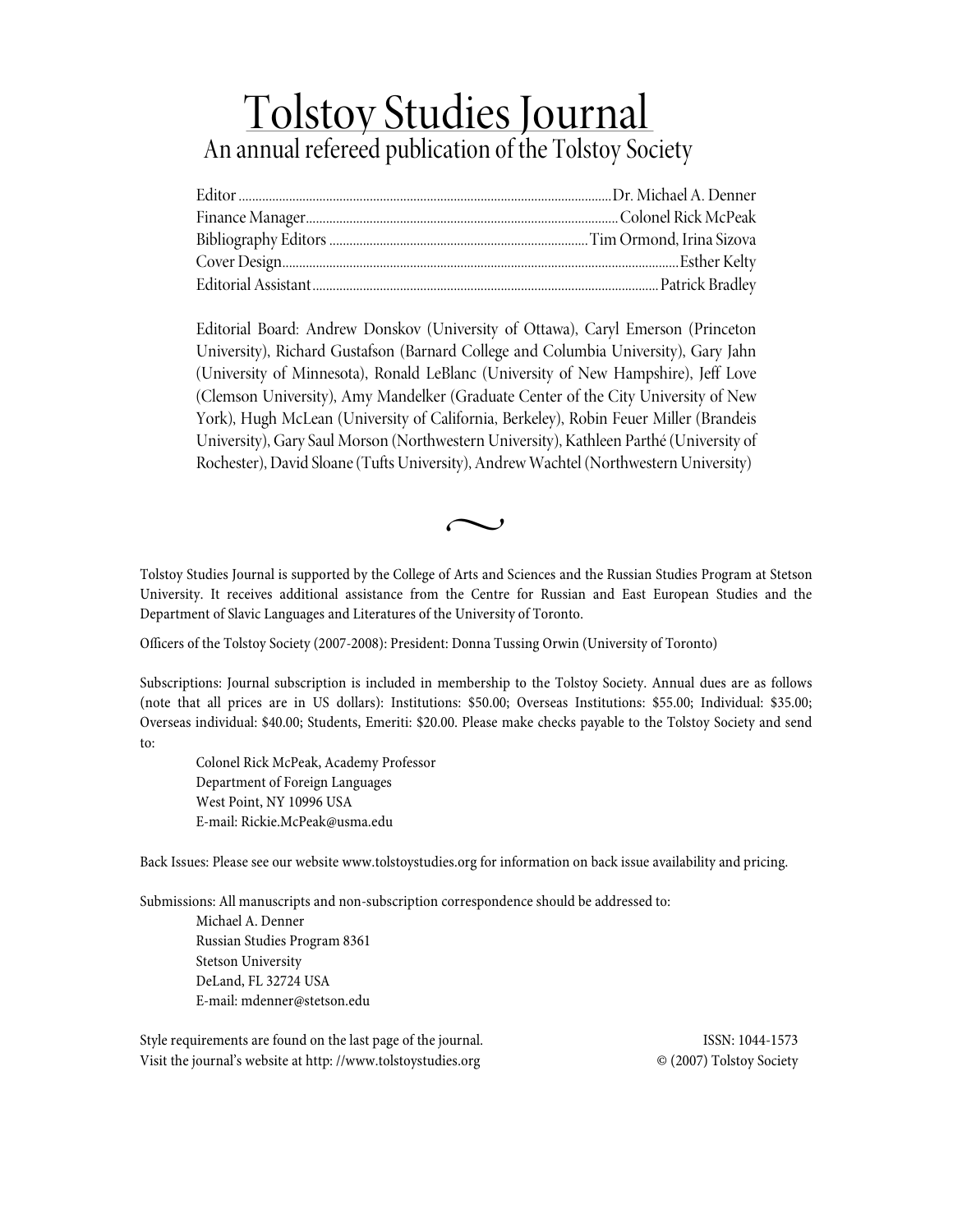# Tolstoy Studies Journal

## An annual refereed publication of the Tolstoy Society

| | |
|---|---|
| Editor | Dr. Michael A. Denner |
| Finance Manager | Colonel Rick McPeak |
| Bibliography Editors | Tim Ormond, Irina Sizova |
| Cover Design | Esther Kelty |
| Editorial Assistant | Patrick Bradley |

Editorial Board: Andrew Donskov (University of Ottawa), Caryl Emerson (Princeton University), Richard Gustafson (Barnard College and Columbia University), Gary Jahn (University of Minnesota), Ronald LeBlanc (University of New Hampshire), Jeff Love (Clemson University), Amy Mandelker (Graduate Center of the City University of New York), Hugh McLean (University of California, Berkeley), Robin Feuer Miller (Brandeis University), Gary Saul Morson (Northwestern University), Kathleen Parthé (University of Rochester), David Sloane (Tufts University), Andrew Wachtel (Northwestern University)

~

Tolstoy Studies Journal is supported by the College of Arts and Sciences and the Russian Studies Program at Stetson University. It receives additional assistance from the Centre for Russian and East European Studies and the Department of Slavic Languages and Literatures of the University of Toronto.

Officers of the Tolstoy Society (2007-2008): President: Donna Tussing Orwin (University of Toronto)

Subscriptions: Journal subscription is included in membership to the Tolstoy Society. Annual dues are as follows (note that all prices are in US dollars): Institutions: $50.00; Overseas Institutions: $55.00; Individual: $35.00; Overseas individual: $40.00; Students, Emeriti: $20.00. Please make checks payable to the Tolstoy Society and send to:

Colonel Rick McPeak, Academy Professor
Department of Foreign Languages
West Point, NY 10996 USA
E-mail: Rickie.McPeak@usma.edu

Back Issues: Please see our website www.tolstoystudies.org for information on back issue availability and pricing.

Submissions: All manuscripts and non-subscription correspondence should be addressed to:

Michael A. Denner
Russian Studies Program 8361
Stetson University
DeLand, FL 32724 USA
E-mail: mdenner@stetson.edu

Style requirements are found on the last page of the journal.
Visit the journal's website at http: //www.tolstoystudies.org

ISSN: 1044-1573
© (2007) Tolstoy Society